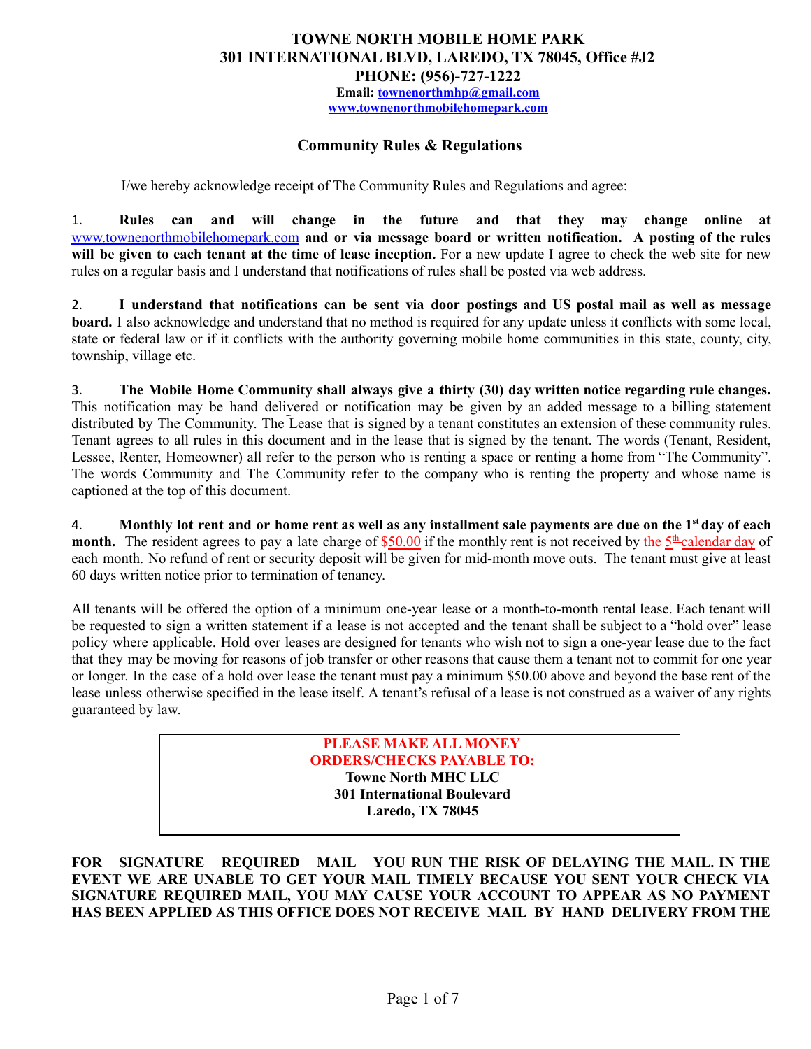# TOWNE NORTH MOBILE HOME PARK

**301 INTERNATIONAL BLVD, LAREDO, TX 78045, Office #J2**

**PHONE: (956)-727-1222**

**Email: townenorthmhp@gmail.com**

**www.townenorthmobilehomepark.com**

## Community Rules & Regulations

I/we hereby acknowledge receipt of The Community Rules and Regulations and agree:

1. **Rules can and will change in the future and that they may change online at** www.townenorthmobilehomepark.com **and or via message board or written notification. A posting of the rules will be given to each tenant at the time of lease inception.** For a new update I agree to check the web site for new rules on a regular basis and I understand that notifications of rules shall be posted via web address.

2. **I understand that notifications can be sent via door postings and US postal mail as well as message board.** I also acknowledge and understand that no method is required for any update unless it conflicts with some local, state or federal law or if it conflicts with the authority governing mobile home communities in this state, county, city, township, village etc.

3. **The Mobile Home Community shall always give a thirty (30) day written notice regarding rule changes.** This notification may be hand delivered or notification may be given by an added message to a billing statement distributed by The Community. The Lease that is signed by a tenant constitutes an extension of these community rules. Tenant agrees to all rules in this document and in the lease that is signed by the tenant. The words (Tenant, Resident, Lessee, Renter, Homeowner) all refer to the person who is renting a space or renting a home from "The Community". The words Community and The Community refer to the company who is renting the property and whose name is captioned at the top of this document.

4. **Monthly lot rent and or home rent as well as any installment sale payments are due on the 1st day of each month.** The resident agrees to pay a late charge of $50.00 if the monthly rent is not received by the 5th calendar day of each month. No refund of rent or security deposit will be given for mid-month move outs. The tenant must give at least 60 days written notice prior to termination of tenancy.

All tenants will be offered the option of a minimum one-year lease or a month-to-month rental lease. Each tenant will be requested to sign a written statement if a lease is not accepted and the tenant shall be subject to a "hold over" lease policy where applicable. Hold over leases are designed for tenants who wish not to sign a one-year lease due to the fact that they may be moving for reasons of job transfer or other reasons that cause them a tenant not to commit for one year or longer. In the case of a hold over lease the tenant must pay a minimum $50.00 above and beyond the base rent of the lease unless otherwise specified in the lease itself. A tenant's refusal of a lease is not construed as a waiver of any rights guaranteed by law.

> **PLEASE MAKE ALL MONEY ORDERS/CHECKS PAYABLE TO:**
> **Towne North MHC LLC**
> **301 International Boulevard**
> **Laredo, TX 78045**

**FOR SIGNATURE REQUIRED MAIL YOU RUN THE RISK OF DELAYING THE MAIL. IN THE EVENT WE ARE UNABLE TO GET YOUR MAIL TIMELY BECAUSE YOU SENT YOUR CHECK VIA SIGNATURE REQUIRED MAIL, YOU MAY CAUSE YOUR ACCOUNT TO APPEAR AS NO PAYMENT HAS BEEN APPLIED AS THIS OFFICE DOES NOT RECEIVE MAIL BY HAND DELIVERY FROM THE**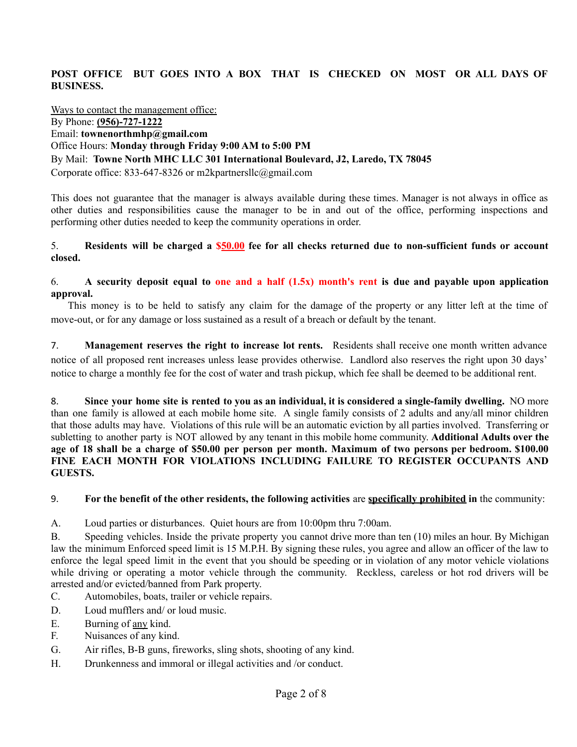**POST OFFICE BUT GOES INTO A BOX THAT IS CHECKED ON MOST OR ALL DAYS OF BUSINESS.**

Ways to contact the management office:
By Phone: **(956)-727-1222**
Email: **townenorthmhp@gmail.com**
Office Hours: **Monday through Friday 9:00 AM to 5:00 PM**
By Mail: **Towne North MHC LLC 301 International Boulevard, J2, Laredo, TX 78045**
Corporate office: 833-647-8326 or m2kpartnersllc@gmail.com

This does not guarantee that the manager is always available during these times. Manager is not always in office as other duties and responsibilities cause the manager to be in and out of the office, performing inspections and performing other duties needed to keep the community operations in order.

5. **Residents will be charged a $50.00 fee for all checks returned due to non-sufficient funds or account closed.**

6. **A security deposit equal to one and a half (1.5x) month's rent is due and payable upon application approval.**
This money is to be held to satisfy any claim for the damage of the property or any litter left at the time of move-out, or for any damage or loss sustained as a result of a breach or default by the tenant.

7. **Management reserves the right to increase lot rents.** Residents shall receive one month written advance notice of all proposed rent increases unless lease provides otherwise. Landlord also reserves the right upon 30 days' notice to charge a monthly fee for the cost of water and trash pickup, which fee shall be deemed to be additional rent.

8. **Since your home site is rented to you as an individual, it is considered a single-family dwelling.** NO more than one family is allowed at each mobile home site. A single family consists of 2 adults and any/all minor children that those adults may have. Violations of this rule will be an automatic eviction by all parties involved. Transferring or subletting to another party is NOT allowed by any tenant in this mobile home community. **Additional Adults over the age of 18 shall be a charge of $50.00 per person per month. Maximum of two persons per bedroom. $100.00 FINE EACH MONTH FOR VIOLATIONS INCLUDING FAILURE TO REGISTER OCCUPANTS AND GUESTS.**

9. **For the benefit of the other residents, the following activities** are **specifically prohibited in** the community:

A. Loud parties or disturbances. Quiet hours are from 10:00pm thru 7:00am.

B. Speeding vehicles. Inside the private property you cannot drive more than ten (10) miles an hour. By Michigan law the minimum Enforced speed limit is 15 M.P.H. By signing these rules, you agree and allow an officer of the law to enforce the legal speed limit in the event that you should be speeding or in violation of any motor vehicle violations while driving or operating a motor vehicle through the community. Reckless, careless or hot rod drivers will be arrested and/or evicted/banned from Park property.

C. Automobiles, boats, trailer or vehicle repairs.

D. Loud mufflers and/ or loud music.

E. Burning of any kind.

F. Nuisances of any kind.

G. Air rifles, B-B guns, fireworks, sling shots, shooting of any kind.

H. Drunkenness and immoral or illegal activities and /or conduct.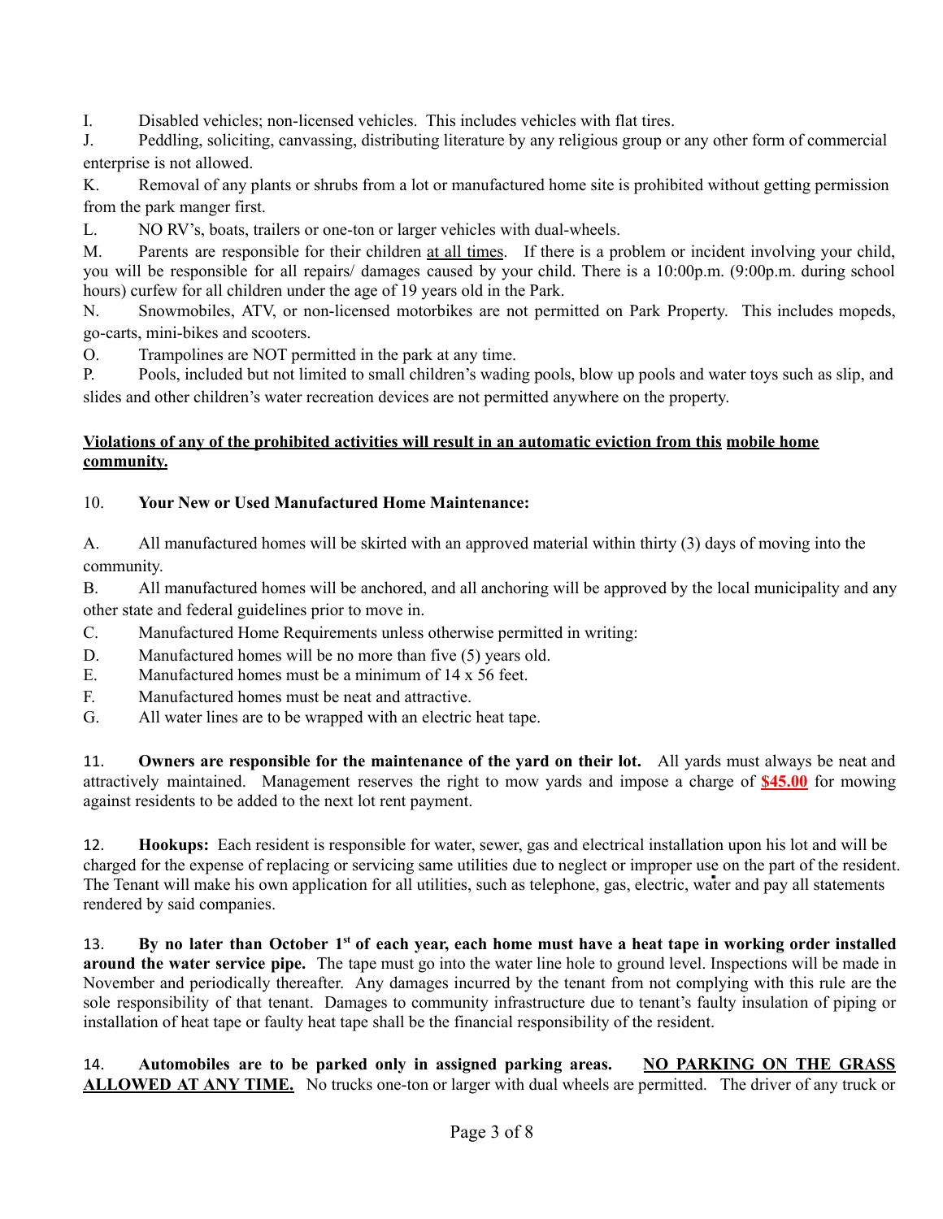I. Disabled vehicles; non-licensed vehicles. This includes vehicles with flat tires.

J. Peddling, soliciting, canvassing, distributing literature by any religious group or any other form of commercial enterprise is not allowed.

K. Removal of any plants or shrubs from a lot or manufactured home site is prohibited without getting permission from the park manger first.

L. NO RV's, boats, trailers or one-ton or larger vehicles with dual-wheels.

M. Parents are responsible for their children <u>at all times</u>. If there is a problem or incident involving your child, you will be responsible for all repairs/ damages caused by your child. There is a 10:00p.m. (9:00p.m. during school hours) curfew for all children under the age of 19 years old in the Park.

N. Snowmobiles, ATV, or non-licensed motorbikes are not permitted on Park Property. This includes mopeds, go-carts, mini-bikes and scooters.

O. Trampolines are NOT permitted in the park at any time.

P. Pools, included but not limited to small children's wading pools, blow up pools and water toys such as slip, and slides and other children's water recreation devices are not permitted anywhere on the property.

**<u>Violations of any of the prohibited activities will result in an automatic eviction from this mobile home community.</u>**

10. **Your New or Used Manufactured Home Maintenance:**

A. All manufactured homes will be skirted with an approved material within thirty (3) days of moving into the community.

B. All manufactured homes will be anchored, and all anchoring will be approved by the local municipality and any other state and federal guidelines prior to move in.

C. Manufactured Home Requirements unless otherwise permitted in writing:

D. Manufactured homes will be no more than five (5) years old.

E. Manufactured homes must be a minimum of 14 x 56 feet.

F. Manufactured homes must be neat and attractive.

G. All water lines are to be wrapped with an electric heat tape.

11. **Owners are responsible for the maintenance of the yard on their lot.** All yards must always be neat and attractively maintained. Management reserves the right to mow yards and impose a charge of **<u>$45.00</u>** for mowing against residents to be added to the next lot rent payment.

12. **Hookups:** Each resident is responsible for water, sewer, gas and electrical installation upon his lot and will be charged for the expense of replacing or servicing same utilities due to neglect or improper use on the part of the resident. The Tenant will make his own application for all utilities, such as telephone, gas, electric, water and pay all statements rendered by said companies.

13. **By no later than October 1st of each year, each home must have a heat tape in working order installed around the water service pipe.** The tape must go into the water line hole to ground level. Inspections will be made in November and periodically thereafter. Any damages incurred by the tenant from not complying with this rule are the sole responsibility of that tenant. Damages to community infrastructure due to tenant's faulty insulation of piping or installation of heat tape or faulty heat tape shall be the financial responsibility of the resident.

14. **Automobiles are to be parked only in assigned parking areas. <u>NO PARKING ON THE GRASS ALLOWED AT ANY TIME.</u>** No trucks one-ton or larger with dual wheels are permitted. The driver of any truck or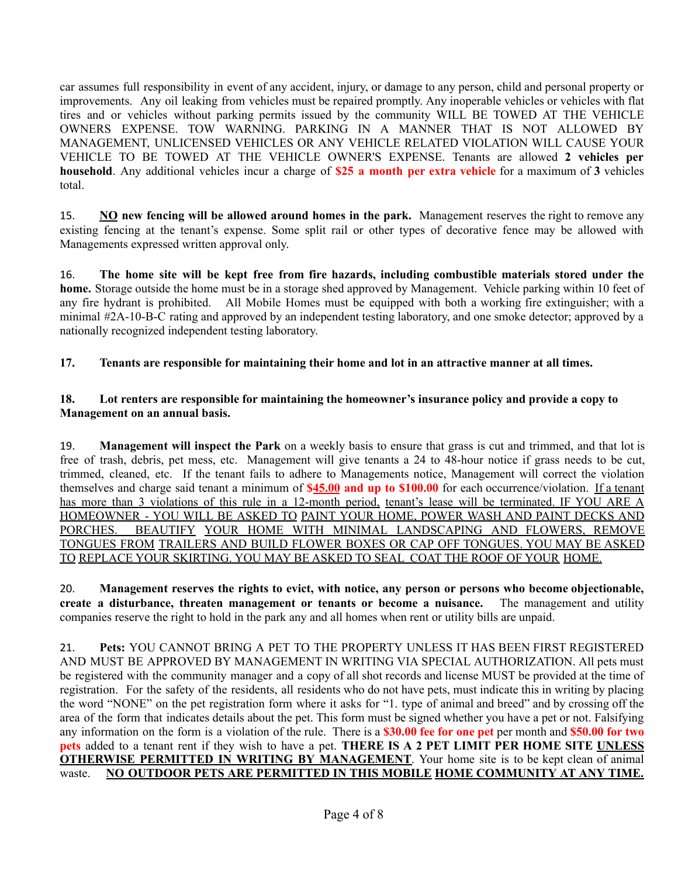car assumes full responsibility in event of any accident, injury, or damage to any person, child and personal property or improvements. Any oil leaking from vehicles must be repaired promptly. Any inoperable vehicles or vehicles with flat tires and or vehicles without parking permits issued by the community WILL BE TOWED AT THE VEHICLE OWNERS EXPENSE. TOW WARNING. PARKING IN A MANNER THAT IS NOT ALLOWED BY MANAGEMENT, UNLICENSED VEHICLES OR ANY VEHICLE RELATED VIOLATION WILL CAUSE YOUR VEHICLE TO BE TOWED AT THE VEHICLE OWNER'S EXPENSE. Tenants are allowed **2 vehicles per household**. Any additional vehicles incur a charge of **$25 a month per extra vehicle** for a maximum of **3** vehicles total.

15. **<u>NO</u> new fencing will be allowed around homes in the park.** Management reserves the right to remove any existing fencing at the tenant's expense. Some split rail or other types of decorative fence may be allowed with Managements expressed written approval only.

16. **The home site will be kept free from fire hazards, including combustible materials stored under the home.** Storage outside the home must be in a storage shed approved by Management. Vehicle parking within 10 feet of any fire hydrant is prohibited. All Mobile Homes must be equipped with both a working fire extinguisher; with a minimal #2A-10-B-C rating and approved by an independent testing laboratory, and one smoke detector; approved by a nationally recognized independent testing laboratory.

17. **Tenants are responsible for maintaining their home and lot in an attractive manner at all times.**

18. **Lot renters are responsible for maintaining the homeowner's insurance policy and provide a copy to Management on an annual basis.**

19. **Management will inspect the Park** on a weekly basis to ensure that grass is cut and trimmed, and that lot is free of trash, debris, pet mess, etc. Management will give tenants a 24 to 48-hour notice if grass needs to be cut, trimmed, cleaned, etc. If the tenant fails to adhere to Managements notice, Management will correct the violation themselves and charge said tenant a minimum of **<u>$45.00</u> and up to $100.00** for each occurrence/violation. <u>If a tenant has more than 3 violations of this rule in a 12-month period, tenant's lease will be terminated. IF YOU ARE A HOMEOWNER - YOU WILL BE ASKED TO PAINT YOUR HOME, POWER WASH AND PAINT DECKS AND PORCHES. BEAUTIFY YOUR HOME WITH MINIMAL LANDSCAPING AND FLOWERS, REMOVE TONGUES FROM TRAILERS AND BUILD FLOWER BOXES OR CAP OFF TONGUES. YOU MAY BE ASKED TO REPLACE YOUR SKIRTING. YOU MAY BE ASKED TO SEAL COAT THE ROOF OF YOUR HOME.</u>

20. **Management reserves the rights to evict, with notice, any person or persons who become objectionable, create a disturbance, threaten management or tenants or become a nuisance.** The management and utility companies reserve the right to hold in the park any and all homes when rent or utility bills are unpaid.

21. **Pets:** YOU CANNOT BRING A PET TO THE PROPERTY UNLESS IT HAS BEEN FIRST REGISTERED AND MUST BE APPROVED BY MANAGEMENT IN WRITING VIA SPECIAL AUTHORIZATION. All pets must be registered with the community manager and a copy of all shot records and license MUST be provided at the time of registration. For the safety of the residents, all residents who do not have pets, must indicate this in writing by placing the word "NONE" on the pet registration form where it asks for "1. type of animal and breed" and by crossing off the area of the form that indicates details about the pet. This form must be signed whether you have a pet or not. Falsifying any information on the form is a violation of the rule. There is a **$30.00 fee for one pet** per month and **$50.00 for two pets** added to a tenant rent if they wish to have a pet. **THERE IS A 2 PET LIMIT PER HOME SITE <u>UNLESS OTHERWISE PERMITTED IN WRITING BY MANAGEMENT</u>**. Your home site is to be kept clean of animal waste. **<u>NO OUTDOOR PETS ARE PERMITTED IN THIS MOBILE HOME COMMUNITY AT ANY TIME.</u>**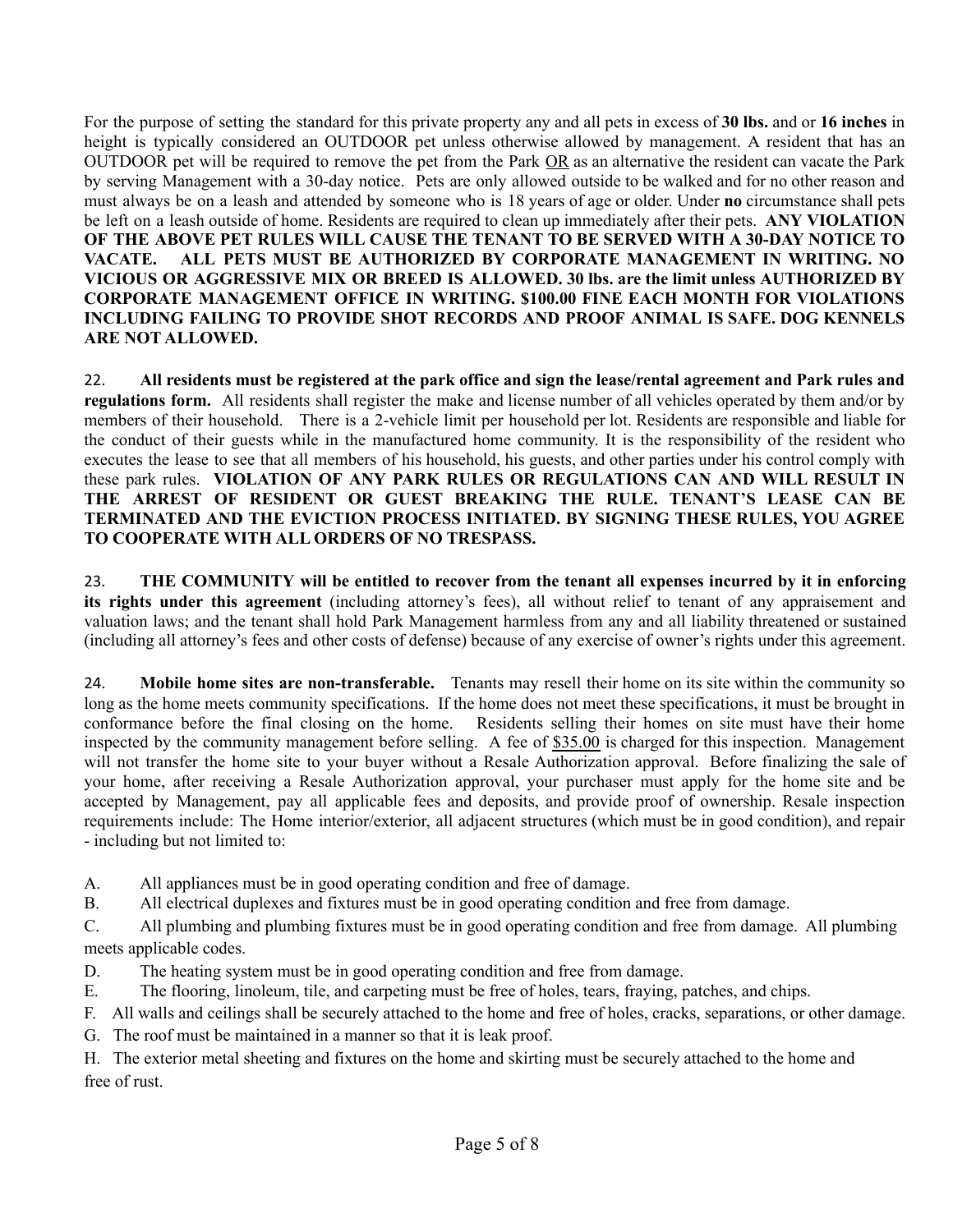For the purpose of setting the standard for this private property any and all pets in excess of **30 lbs.** and or **16 inches** in height is typically considered an OUTDOOR pet unless otherwise allowed by management. A resident that has an OUTDOOR pet will be required to remove the pet from the Park <u>OR</u> as an alternative the resident can vacate the Park by serving Management with a 30-day notice. Pets are only allowed outside to be walked and for no other reason and must always be on a leash and attended by someone who is 18 years of age or older. Under **no** circumstance shall pets be left on a leash outside of home. Residents are required to clean up immediately after their pets. **ANY VIOLATION OF THE ABOVE PET RULES WILL CAUSE THE TENANT TO BE SERVED WITH A 30-DAY NOTICE TO VACATE. ALL PETS MUST BE AUTHORIZED BY CORPORATE MANAGEMENT IN WRITING. NO VICIOUS OR AGGRESSIVE MIX OR BREED IS ALLOWED. 30 lbs. are the limit unless AUTHORIZED BY CORPORATE MANAGEMENT OFFICE IN WRITING. $100.00 FINE EACH MONTH FOR VIOLATIONS INCLUDING FAILING TO PROVIDE SHOT RECORDS AND PROOF ANIMAL IS SAFE. DOG KENNELS ARE NOT ALLOWED.**

22. **All residents must be registered at the park office and sign the lease/rental agreement and Park rules and regulations form.** All residents shall register the make and license number of all vehicles operated by them and/or by members of their household. There is a 2-vehicle limit per household per lot. Residents are responsible and liable for the conduct of their guests while in the manufactured home community. It is the responsibility of the resident who executes the lease to see that all members of his household, his guests, and other parties under his control comply with these park rules. **VIOLATION OF ANY PARK RULES OR REGULATIONS CAN AND WILL RESULT IN THE ARREST OF RESIDENT OR GUEST BREAKING THE RULE. TENANT'S LEASE CAN BE TERMINATED AND THE EVICTION PROCESS INITIATED. BY SIGNING THESE RULES, YOU AGREE TO COOPERATE WITH ALL ORDERS OF NO TRESPASS.**

23. **THE COMMUNITY will be entitled to recover from the tenant all expenses incurred by it in enforcing its rights under this agreement** (including attorney's fees), all without relief to tenant of any appraisement and valuation laws; and the tenant shall hold Park Management harmless from any and all liability threatened or sustained (including all attorney's fees and other costs of defense) because of any exercise of owner's rights under this agreement.

24. **Mobile home sites are non-transferable.** Tenants may resell their home on its site within the community so long as the home meets community specifications. If the home does not meet these specifications, it must be brought in conformance before the final closing on the home. Residents selling their homes on site must have their home inspected by the community management before selling. A fee of <u>$35.00</u> is charged for this inspection. Management will not transfer the home site to your buyer without a Resale Authorization approval. Before finalizing the sale of your home, after receiving a Resale Authorization approval, your purchaser must apply for the home site and be accepted by Management, pay all applicable fees and deposits, and provide proof of ownership. Resale inspection requirements include: The Home interior/exterior, all adjacent structures (which must be in good condition), and repair - including but not limited to:

A. All appliances must be in good operating condition and free of damage.

B. All electrical duplexes and fixtures must be in good operating condition and free from damage.

C. All plumbing and plumbing fixtures must be in good operating condition and free from damage. All plumbing meets applicable codes.

D. The heating system must be in good operating condition and free from damage.

E. The flooring, linoleum, tile, and carpeting must be free of holes, tears, fraying, patches, and chips.

F. All walls and ceilings shall be securely attached to the home and free of holes, cracks, separations, or other damage.

G. The roof must be maintained in a manner so that it is leak proof.

H. The exterior metal sheeting and fixtures on the home and skirting must be securely attached to the home and free of rust.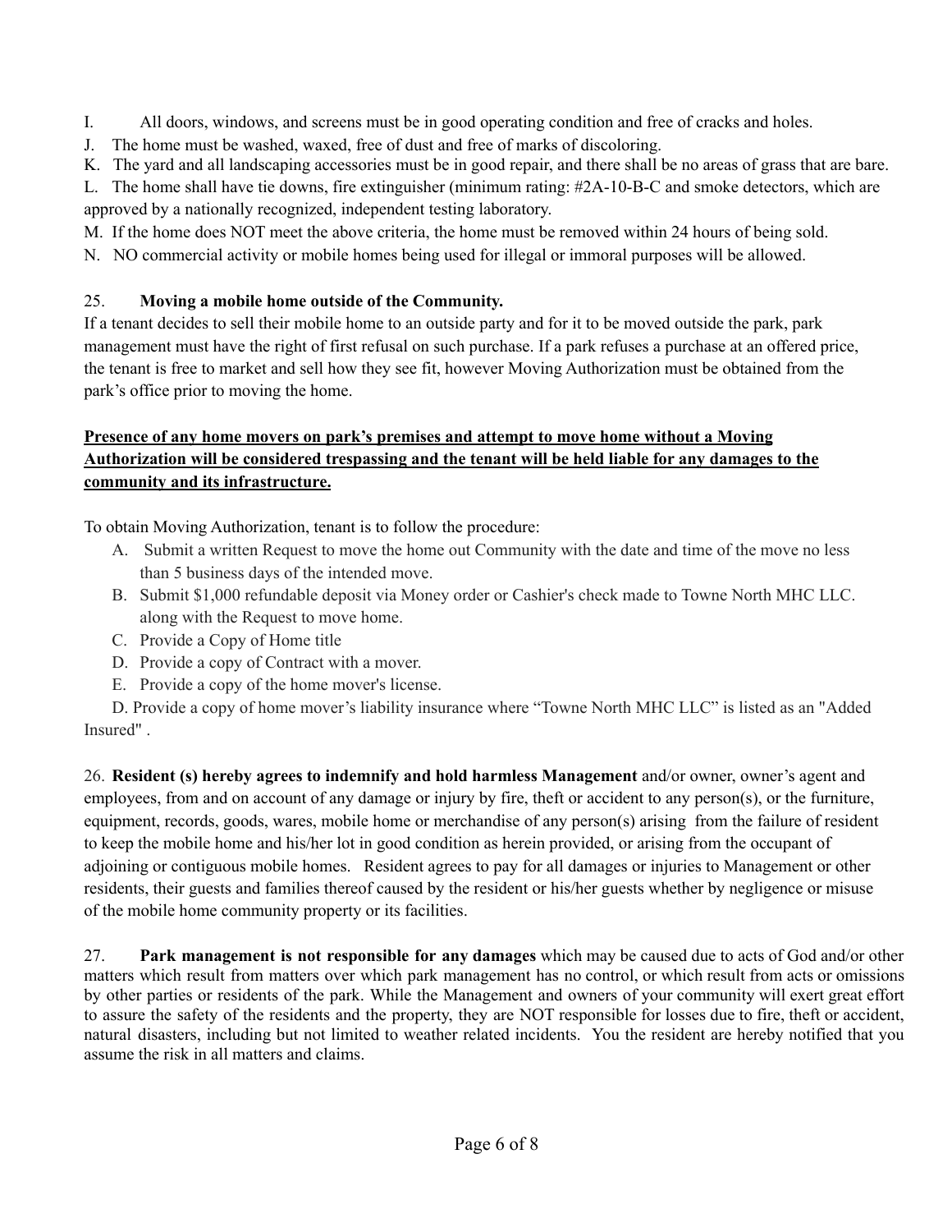I. All doors, windows, and screens must be in good operating condition and free of cracks and holes.

J. The home must be washed, waxed, free of dust and free of marks of discoloring.

K. The yard and all landscaping accessories must be in good repair, and there shall be no areas of grass that are bare.

L. The home shall have tie downs, fire extinguisher (minimum rating: #2A-10-B-C and smoke detectors, which are approved by a nationally recognized, independent testing laboratory.

M. If the home does NOT meet the above criteria, the home must be removed within 24 hours of being sold.

N. NO commercial activity or mobile homes being used for illegal or immoral purposes will be allowed.

25. **Moving a mobile home outside of the Community.**

If a tenant decides to sell their mobile home to an outside party and for it to be moved outside the park, park management must have the right of first refusal on such purchase. If a park refuses a purchase at an offered price, the tenant is free to market and sell how they see fit, however Moving Authorization must be obtained from the park's office prior to moving the home.

<u>**Presence of any home movers on park's premises and attempt to move home without a Moving Authorization will be considered trespassing and the tenant will be held liable for any damages to the community and its infrastructure.**</u>

To obtain Moving Authorization, tenant is to follow the procedure:

A. Submit a written Request to move the home out Community with the date and time of the move no less than 5 business days of the intended move.
B. Submit $1,000 refundable deposit via Money order or Cashier's check made to Towne North MHC LLC. along with the Request to move home.
C. Provide a Copy of Home title
D. Provide a copy of Contract with a mover.
E. Provide a copy of the home mover's license.
D. Provide a copy of home mover's liability insurance where "Towne North MHC LLC" is listed as an "Added Insured" .

26. **Resident (s) hereby agrees to indemnify and hold harmless Management** and/or owner, owner's agent and employees, from and on account of any damage or injury by fire, theft or accident to any person(s), or the furniture, equipment, records, goods, wares, mobile home or merchandise of any person(s) arising from the failure of resident to keep the mobile home and his/her lot in good condition as herein provided, or arising from the occupant of adjoining or contiguous mobile homes. Resident agrees to pay for all damages or injuries to Management or other residents, their guests and families thereof caused by the resident or his/her guests whether by negligence or misuse of the mobile home community property or its facilities.

27. **Park management is not responsible for any damages** which may be caused due to acts of God and/or other matters which result from matters over which park management has no control, or which result from acts or omissions by other parties or residents of the park. While the Management and owners of your community will exert great effort to assure the safety of the residents and the property, they are NOT responsible for losses due to fire, theft or accident, natural disasters, including but not limited to weather related incidents. You the resident are hereby notified that you assume the risk in all matters and claims.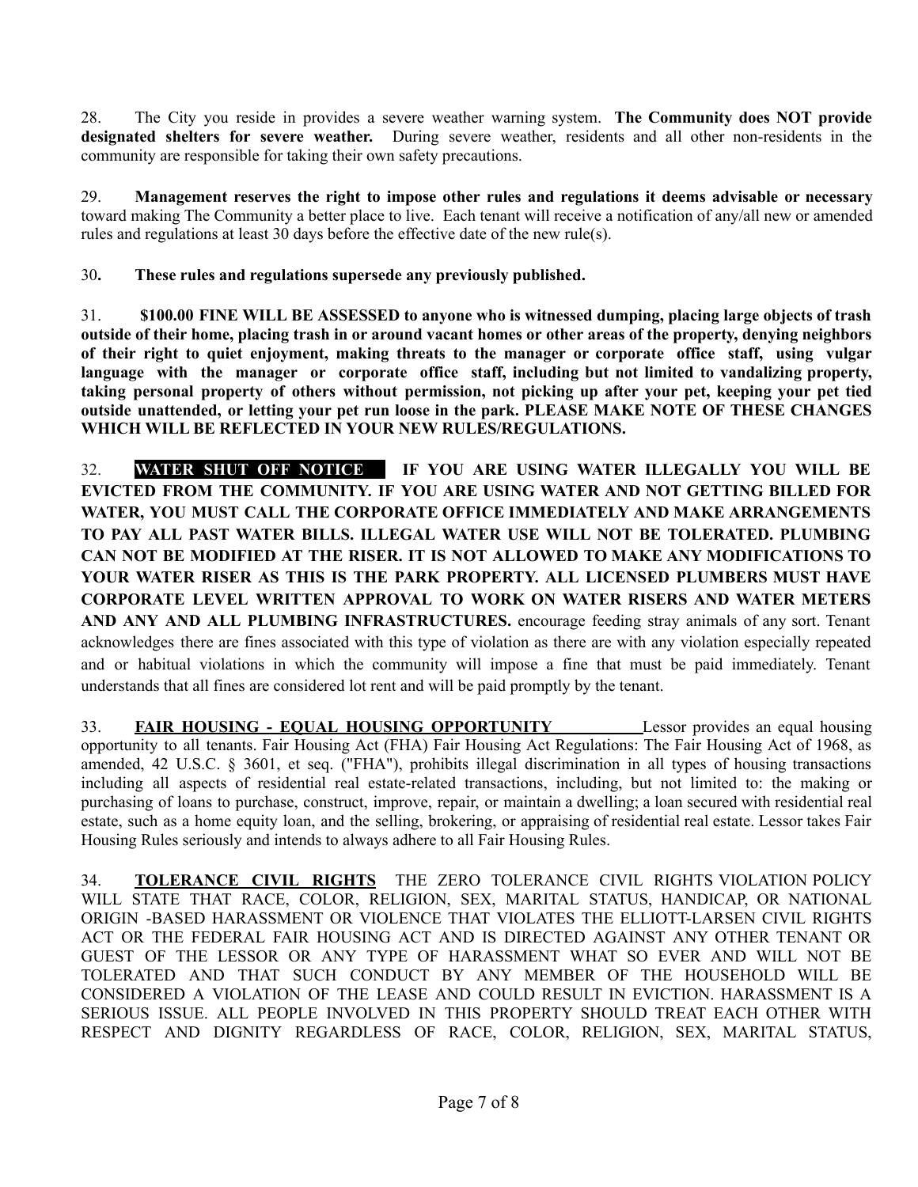28. The City you reside in provides a severe weather warning system. **The Community does NOT provide designated shelters for severe weather.** During severe weather, residents and all other non-residents in the community are responsible for taking their own safety precautions.

29. **Management reserves the right to impose other rules and regulations it deems advisable or necessary** toward making The Community a better place to live. Each tenant will receive a notification of any/all new or amended rules and regulations at least 30 days before the effective date of the new rule(s).

30**. These rules and regulations supersede any previously published.**

31. **$100.00 FINE WILL BE ASSESSED to anyone who is witnessed dumping, placing large objects of trash outside of their home, placing trash in or around vacant homes or other areas of the property, denying neighbors of their right to quiet enjoyment, making threats to the manager or corporate office staff, using vulgar language with the manager or corporate office staff, including but not limited to vandalizing property, taking personal property of others without permission, not picking up after your pet, keeping your pet tied outside unattended, or letting your pet run loose in the park. PLEASE MAKE NOTE OF THESE CHANGES WHICH WILL BE REFLECTED IN YOUR NEW RULES/REGULATIONS.**

32. **WATER SHUT OFF NOTICE IF YOU ARE USING WATER ILLEGALLY YOU WILL BE EVICTED FROM THE COMMUNITY. IF YOU ARE USING WATER AND NOT GETTING BILLED FOR WATER, YOU MUST CALL THE CORPORATE OFFICE IMMEDIATELY AND MAKE ARRANGEMENTS TO PAY ALL PAST WATER BILLS. ILLEGAL WATER USE WILL NOT BE TOLERATED. PLUMBING CAN NOT BE MODIFIED AT THE RISER. IT IS NOT ALLOWED TO MAKE ANY MODIFICATIONS TO YOUR WATER RISER AS THIS IS THE PARK PROPERTY. ALL LICENSED PLUMBERS MUST HAVE CORPORATE LEVEL WRITTEN APPROVAL TO WORK ON WATER RISERS AND WATER METERS AND ANY AND ALL PLUMBING INFRASTRUCTURES.** encourage feeding stray animals of any sort. Tenant acknowledges there are fines associated with this type of violation as there are with any violation especially repeated and or habitual violations in which the community will impose a fine that must be paid immediately. Tenant understands that all fines are considered lot rent and will be paid promptly by the tenant.

33. **<u>FAIR HOUSING - EQUAL HOUSING OPPORTUNITY</u>** Lessor provides an equal housing opportunity to all tenants. Fair Housing Act (FHA) Fair Housing Act Regulations: The Fair Housing Act of 1968, as amended, 42 U.S.C. § 3601, et seq. ("FHA"), prohibits illegal discrimination in all types of housing transactions including all aspects of residential real estate-related transactions, including, but not limited to: the making or purchasing of loans to purchase, construct, improve, repair, or maintain a dwelling; a loan secured with residential real estate, such as a home equity loan, and the selling, brokering, or appraising of residential real estate. Lessor takes Fair Housing Rules seriously and intends to always adhere to all Fair Housing Rules.

34. **<u>TOLERANCE CIVIL RIGHTS</u>** THE ZERO TOLERANCE CIVIL RIGHTS VIOLATION POLICY WILL STATE THAT RACE, COLOR, RELIGION, SEX, MARITAL STATUS, HANDICAP, OR NATIONAL ORIGIN -BASED HARASSMENT OR VIOLENCE THAT VIOLATES THE ELLIOTT-LARSEN CIVIL RIGHTS ACT OR THE FEDERAL FAIR HOUSING ACT AND IS DIRECTED AGAINST ANY OTHER TENANT OR GUEST OF THE LESSOR OR ANY TYPE OF HARASSMENT WHAT SO EVER AND WILL NOT BE TOLERATED AND THAT SUCH CONDUCT BY ANY MEMBER OF THE HOUSEHOLD WILL BE CONSIDERED A VIOLATION OF THE LEASE AND COULD RESULT IN EVICTION. HARASSMENT IS A SERIOUS ISSUE. ALL PEOPLE INVOLVED IN THIS PROPERTY SHOULD TREAT EACH OTHER WITH RESPECT AND DIGNITY REGARDLESS OF RACE, COLOR, RELIGION, SEX, MARITAL STATUS,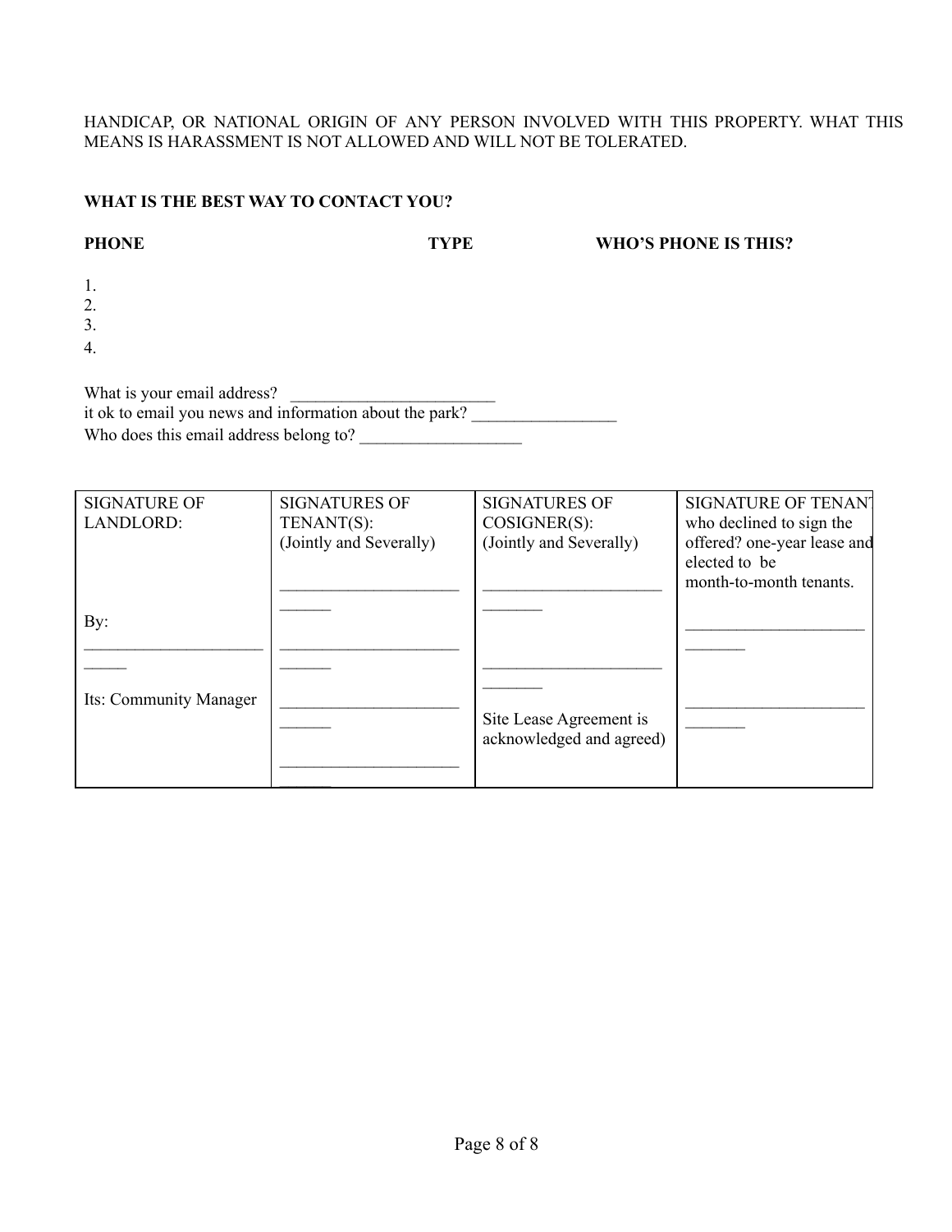HANDICAP, OR NATIONAL ORIGIN OF ANY PERSON INVOLVED WITH THIS PROPERTY. WHAT THIS MEANS IS HARASSMENT IS NOT ALLOWED AND WILL NOT BE TOLERATED.

**WHAT IS THE BEST WAY TO CONTACT YOU?**

| **PHONE** | **TYPE** | **WHO'S PHONE IS THIS?** |
|---|---|---|
| 1. | | |
| 2. | | |
| 3. | | |
| 4. | | |

What is your email address? ________________________
it ok to email you news and information about the park? _________________
Who does this email address belong to? ___________________

| SIGNATURE OF LANDLORD: | SIGNATURES OF TENANT(S): (Jointly and Severally) | SIGNATURES OF COSIGNER(S): (Jointly and Severally) | SIGNATURE OF TENANT who declined to sign the offered? one-year lease and elected to be month-to-month tenants. |
|---|---|---|---|
| By: ___________________________ Its: Community Manager | ___________________________ ___________________________ ___________________________ ___________________________ | ___________________________ ___________________________ Site Lease Agreement is acknowledged and agreed) | ___________________________ ___________________________ |